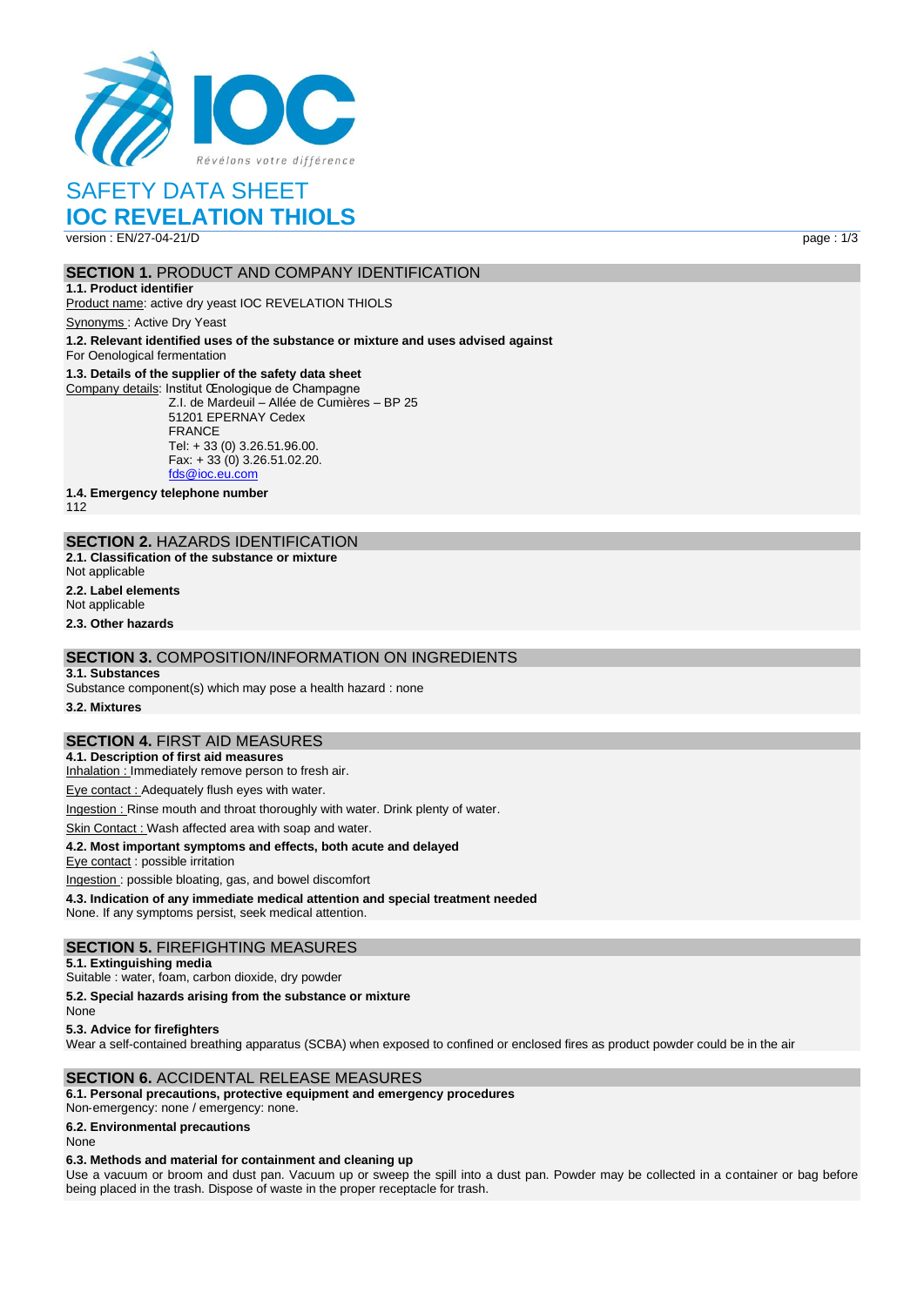# SAFETY DATA SHEET

# IOC REVELATION THIOLS

version : EN/27-04-21/D

## SECTION 1. PRODUCT AND COMPANY IDENTIFICATION

**1.1. Product identifier**

Product name: active dry yeast IOC REVELATION THIOLS

Synonyms : Active Dry Yeast

**1.2. Relevant identified uses of the substance or mixture and uses advised against**

For Oenological fermentation

**1.3. Details of the supplier of the safety data sheet**

Company details: Institut Œnologique de Champagne
Z.I. de Mardeuil – Allée de Cumières – BP 25
51201 EPERNAY Cedex
FRANCE
Tel: + 33 (0) 3.26.51.96.00.
Fax: + 33 (0) 3.26.51.02.20.
fds@ioc.eu.com

**1.4. Emergency telephone number**

112

## SECTION 2. HAZARDS IDENTIFICATION

**2.1. Classification of the substance or mixture**

Not applicable

**2.2. Label elements**

Not applicable

**2.3. Other hazards**

## SECTION 3. COMPOSITION/INFORMATION ON INGREDIENTS

**3.1. Substances**

Substance component(s) which may pose a health hazard : none

**3.2. Mixtures**

## SECTION 4. FIRST AID MEASURES

**4.1. Description of first aid measures**

Inhalation : Immediately remove person to fresh air.

Eye contact : Adequately flush eyes with water.

Ingestion : Rinse mouth and throat thoroughly with water. Drink plenty of water.

Skin Contact : Wash affected area with soap and water.

**4.2. Most important symptoms and effects, both acute and delayed**

Eye contact : possible irritation

Ingestion : possible bloating, gas, and bowel discomfort

**4.3. Indication of any immediate medical attention and special treatment needed**

None. If any symptoms persist, seek medical attention.

## SECTION 5. FIREFIGHTING MEASURES

**5.1. Extinguishing media**

Suitable : water, foam, carbon dioxide, dry powder

**5.2. Special hazards arising from the substance or mixture**

None

**5.3. Advice for firefighters**

Wear a self-contained breathing apparatus (SCBA) when exposed to confined or enclosed fires as product powder could be in the air

## SECTION 6. ACCIDENTAL RELEASE MEASURES

**6.1. Personal precautions, protective equipment and emergency procedures**

Non-emergency: none / emergency: none.

**6.2. Environmental precautions**

None

**6.3. Methods and material for containment and cleaning up**

Use a vacuum or broom and dust pan. Vacuum up or sweep the spill into a dust pan. Powder may be collected in a container or bag before being placed in the trash. Dispose of waste in the proper receptacle for trash.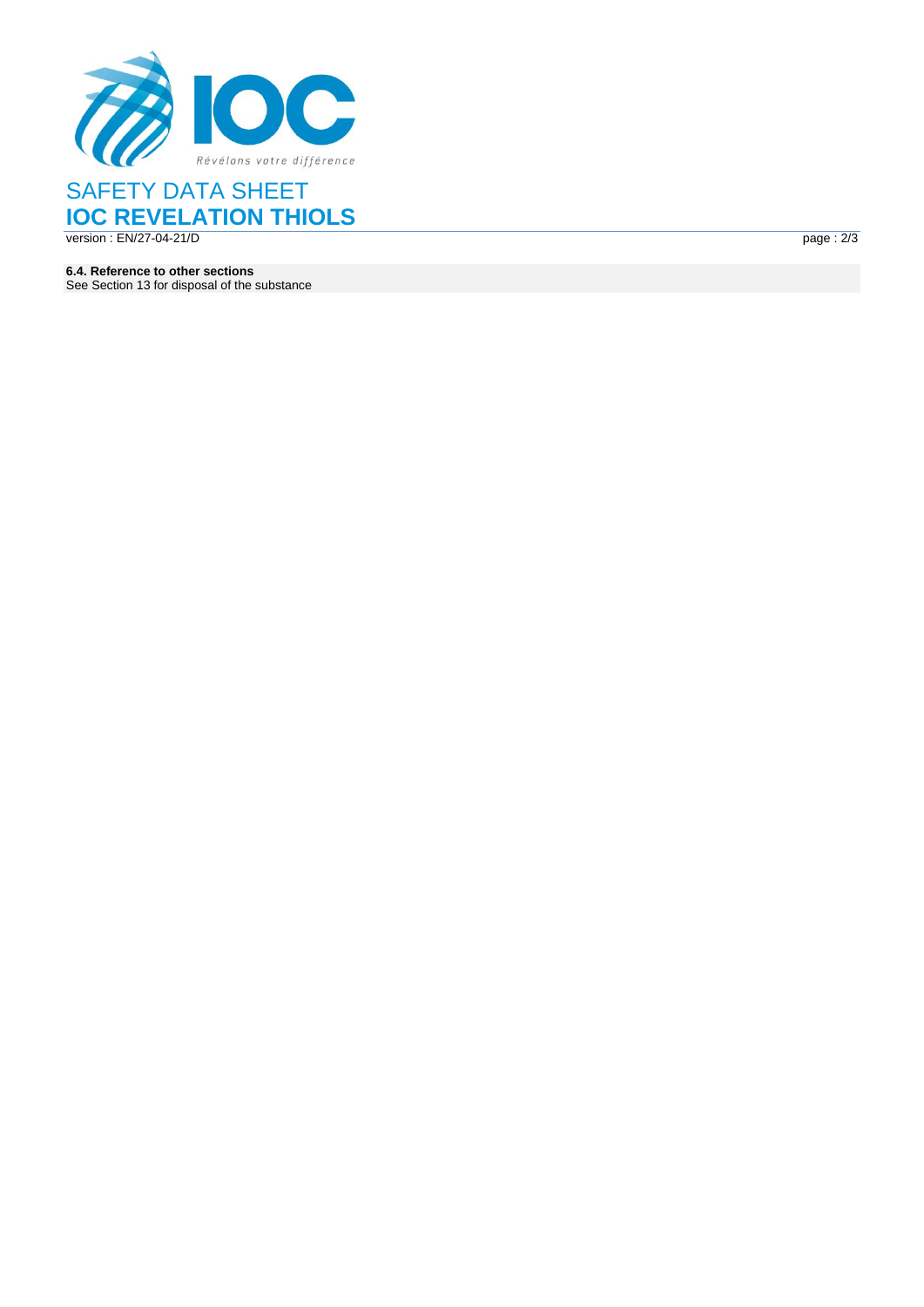**6.4. Reference to other sections**

See Section 13 for disposal of the substance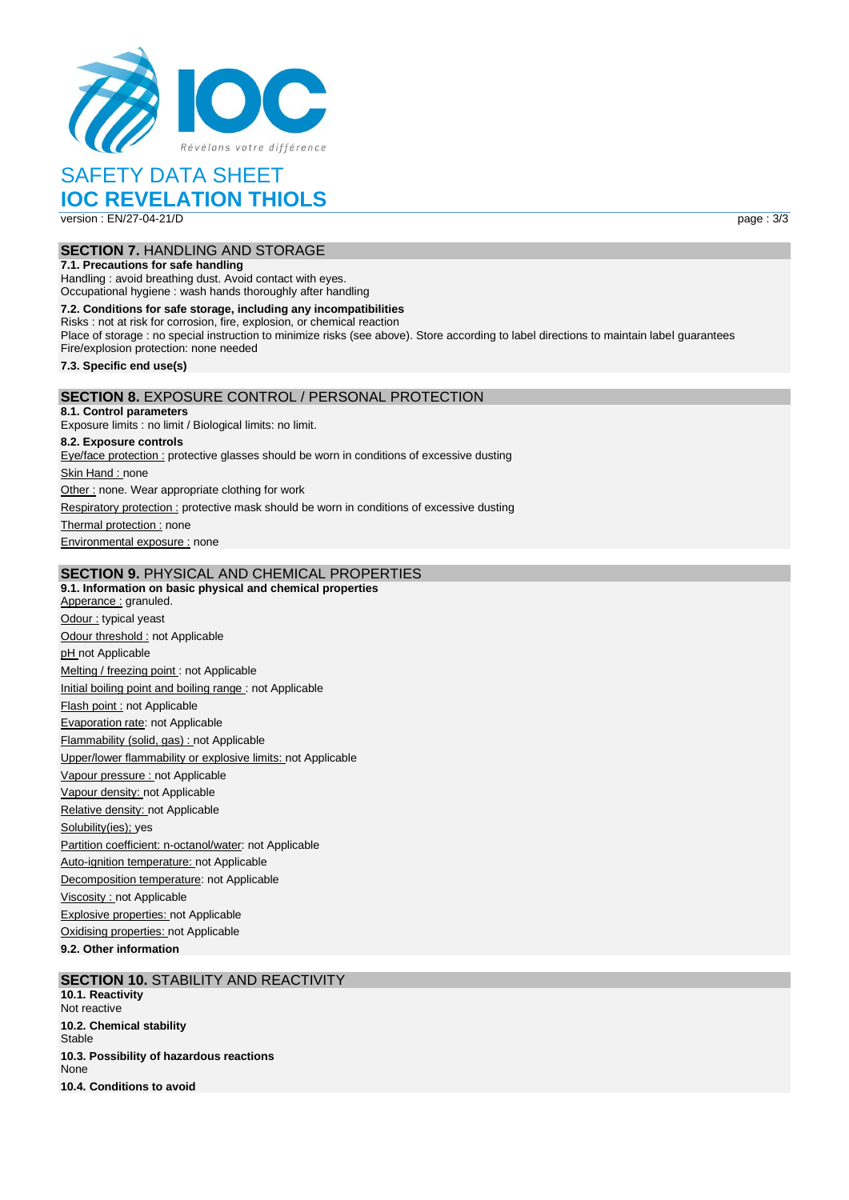# SAFETY DATA SHEET

# IOC REVELATION THIOLS

version : EN/27-04-21/D

## SECTION 7. HANDLING AND STORAGE

**7.1. Precautions for safe handling**

Handling : avoid breathing dust. Avoid contact with eyes.
Occupational hygiene : wash hands thoroughly after handling

**7.2. Conditions for safe storage, including any incompatibilities**

Risks : not at risk for corrosion, fire, explosion, or chemical reaction
Place of storage : no special instruction to minimize risks (see above). Store according to label directions to maintain label guarantees
Fire/explosion protection: none needed

**7.3. Specific end use(s)**

## SECTION 8. EXPOSURE CONTROL / PERSONAL PROTECTION

**8.1. Control parameters**

Exposure limits : no limit / Biological limits: no limit.

**8.2. Exposure controls**

Eye/face protection : protective glasses should be worn in conditions of excessive dusting

Skin Hand : none

Other : none. Wear appropriate clothing for work

Respiratory protection : protective mask should be worn in conditions of excessive dusting

Thermal protection : none

Environmental exposure : none

## SECTION 9. PHYSICAL AND CHEMICAL PROPERTIES

**9.1. Information on basic physical and chemical properties**

Apperance : granuled.

Odour : typical yeast

Odour threshold : not Applicable

pH not Applicable

Melting / freezing point : not Applicable

Initial boiling point and boiling range : not Applicable

Flash point : not Applicable

Evaporation rate: not Applicable

Flammability (solid, gas) : not Applicable

Upper/lower flammability or explosive limits: not Applicable

Vapour pressure : not Applicable

Vapour density: not Applicable

Relative density: not Applicable

Solubility(ies); yes

Partition coefficient: n-octanol/water: not Applicable

Auto-ignition temperature: not Applicable

Decomposition temperature: not Applicable

Viscosity : not Applicable

Explosive properties: not Applicable

Oxidising properties: not Applicable

**9.2. Other information**

## SECTION 10. STABILITY AND REACTIVITY

**10.1. Reactivity**

Not reactive

**10.2. Chemical stability**

Stable

**10.3. Possibility of hazardous reactions**

None

**10.4. Conditions to avoid**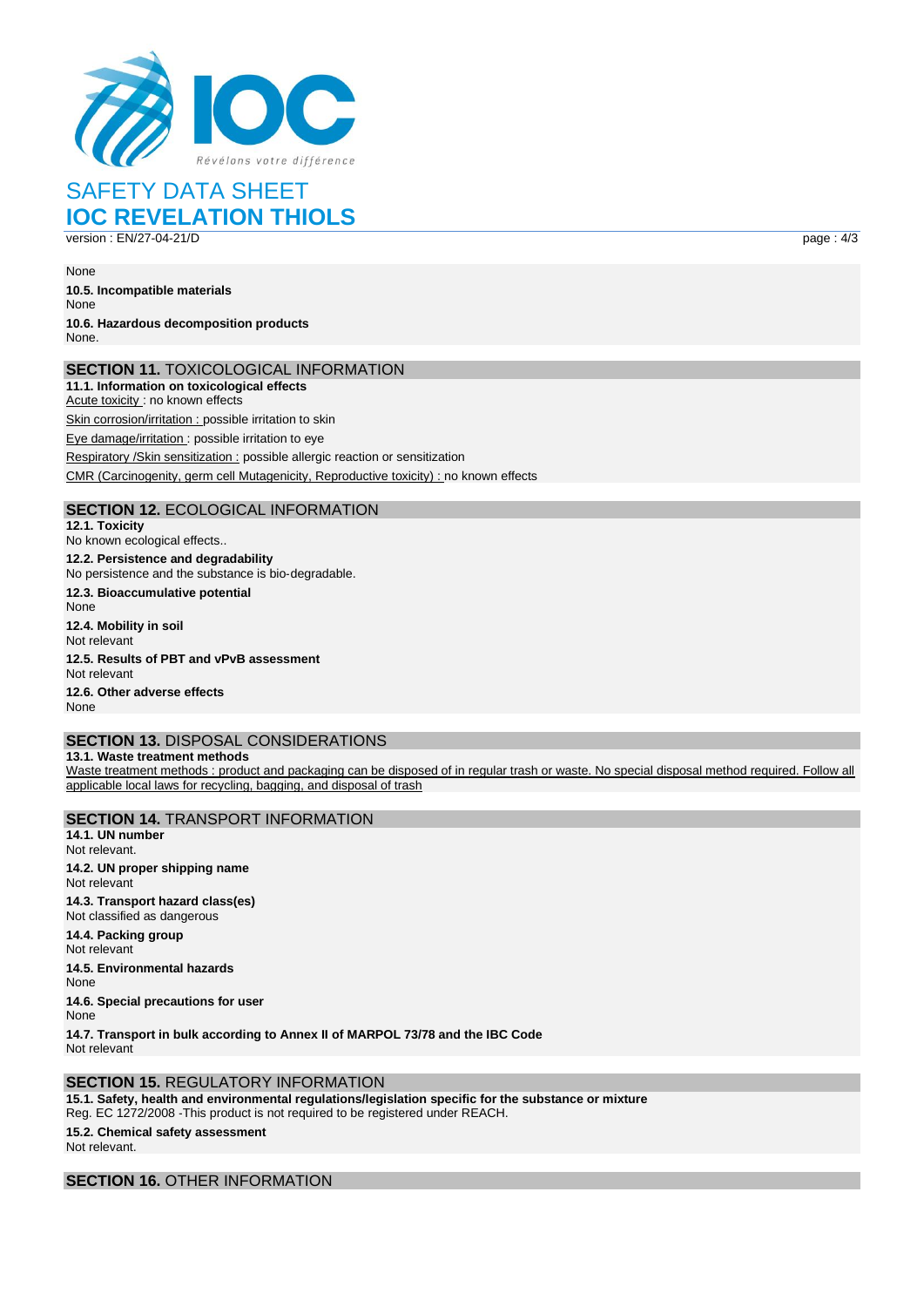None

**10.5. Incompatible materials**

None

**10.6. Hazardous decomposition products**

None.

## SECTION 11. TOXICOLOGICAL INFORMATION

**11.1. Information on toxicological effects**

Acute toxicity : no known effects

Skin corrosion/irritation : possible irritation to skin

Eye damage/irritation : possible irritation to eye

Respiratory /Skin sensitization : possible allergic reaction or sensitization

CMR (Carcinogenity, germ cell Mutagenicity, Reproductive toxicity) : no known effects

## SECTION 12. ECOLOGICAL INFORMATION

**12.1. Toxicity**

No known ecological effects..

**12.2. Persistence and degradability**

No persistence and the substance is bio-degradable.

**12.3. Bioaccumulative potential**

None

**12.4. Mobility in soil**

Not relevant

**12.5. Results of PBT and vPvB assessment**

Not relevant

**12.6. Other adverse effects**

None

## SECTION 13. DISPOSAL CONSIDERATIONS

**13.1. Waste treatment methods**

Waste treatment methods : product and packaging can be disposed of in regular trash or waste. No special disposal method required. Follow all applicable local laws for recycling, bagging, and disposal of trash

## SECTION 14. TRANSPORT INFORMATION

**14.1. UN number**

Not relevant.

**14.2. UN proper shipping name**

Not relevant

**14.3. Transport hazard class(es)**

Not classified as dangerous

**14.4. Packing group**

Not relevant

**14.5. Environmental hazards**

None

**14.6. Special precautions for user**

None

**14.7. Transport in bulk according to Annex II of MARPOL 73/78 and the IBC Code**

Not relevant

## SECTION 15. REGULATORY INFORMATION

**15.1. Safety, health and environmental regulations/legislation specific for the substance or mixture**

Reg. EC 1272/2008 -This product is not required to be registered under REACH.

**15.2. Chemical safety assessment**

Not relevant.

## SECTION 16. OTHER INFORMATION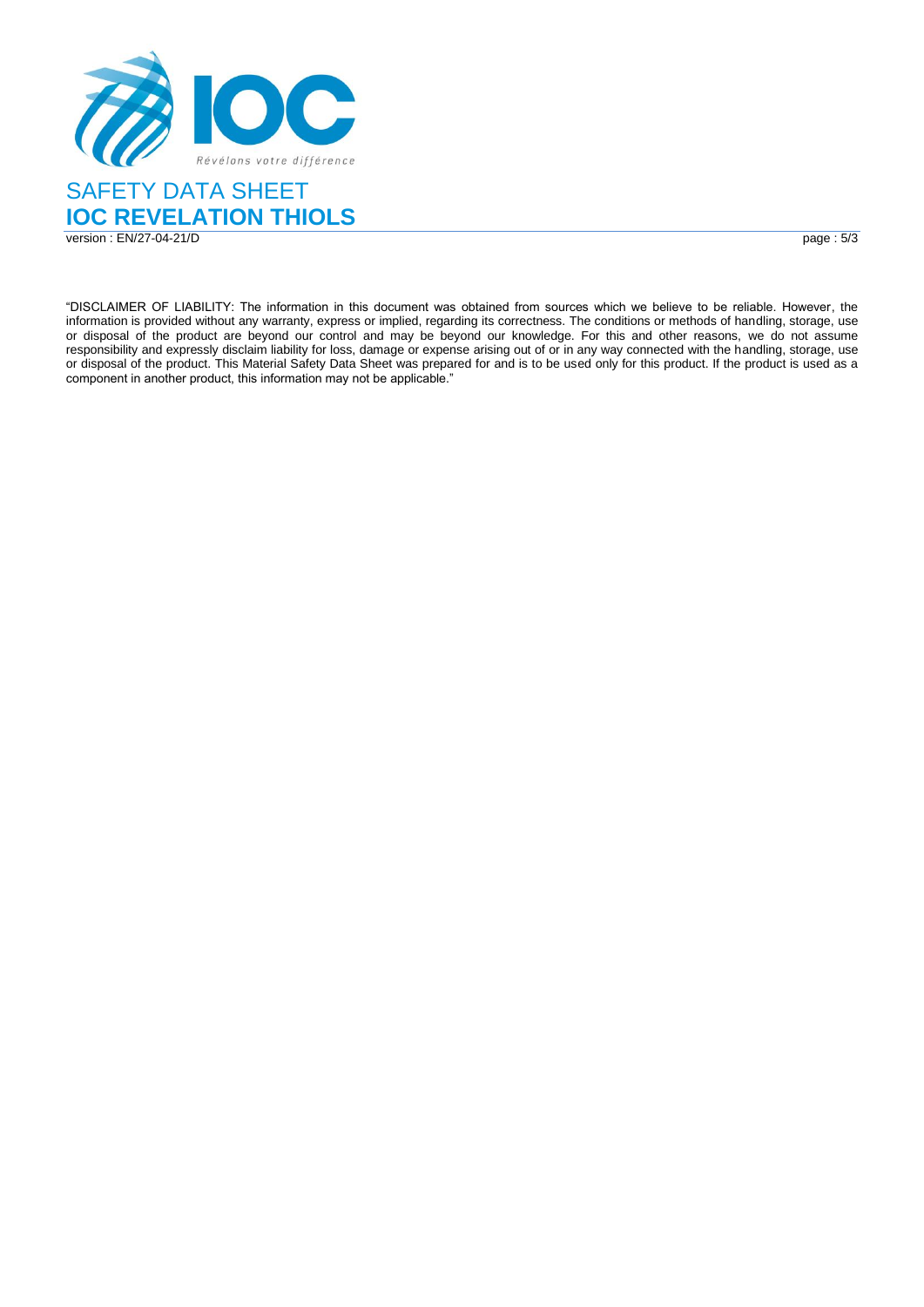"DISCLAIMER OF LIABILITY: The information in this document was obtained from sources which we believe to be reliable. However, the information is provided without any warranty, express or implied, regarding its correctness. The conditions or methods of handling, storage, use or disposal of the product are beyond our control and may be beyond our knowledge. For this and other reasons, we do not assume responsibility and expressly disclaim liability for loss, damage or expense arising out of or in any way connected with the handling, storage, use or disposal of the product. This Material Safety Data Sheet was prepared for and is to be used only for this product. If the product is used as a component in another product, this information may not be applicable."